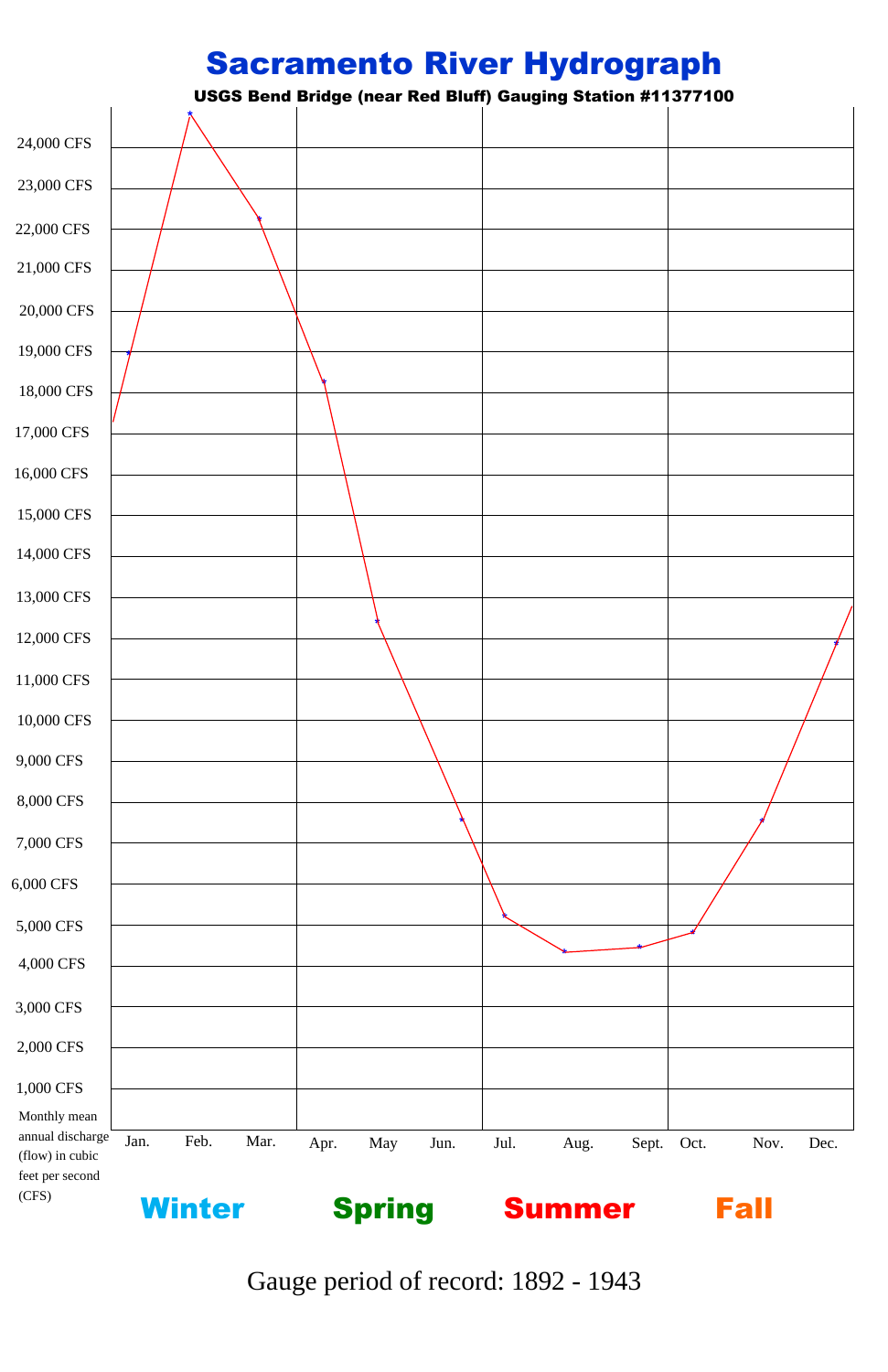# Sacramento River Hydrograph

**USGS Bend Bridge (near Red Bluff) Gauging Station #11377100**

24,000 CFS
23,000 CFS
22,000 CFS
21,000 CFS
20,000 CFS
19,000 CFS
18,000 CFS
17,000 CFS
16,000 CFS
15,000 CFS
14,000 CFS
13,000 CFS
12,000 CFS
11,000 CFS
10,000 CFS
9,000 CFS
8,000 CFS
7,000 CFS
6,000 CFS
5,000 CFS
4,000 CFS
3,000 CFS
2,000 CFS
1,000 CFS

Monthly mean annual discharge (flow) in cubic feet per second (CFS)

Jan. Feb. Mar. Apr. May Jun. Jul. Aug. Sept. Oct. Nov. Dec.

**Winter** **Spring** **Summer** **Fall**

Gauge period of record: 1892 - 1943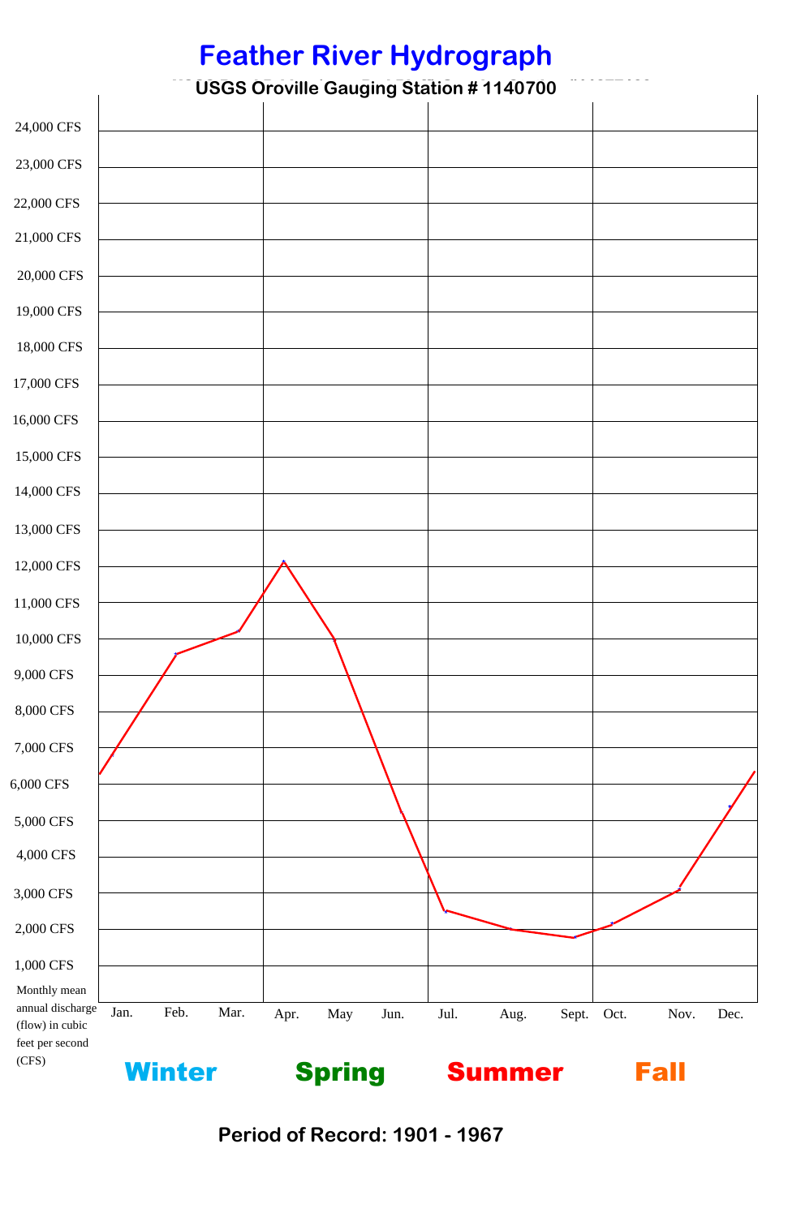# Feather River Hydrograph

**USGS Oroville Gauging Station # 1140700**

24,000 CFS
23,000 CFS
22,000 CFS
21,000 CFS
20,000 CFS
19,000 CFS
18,000 CFS
17,000 CFS
16,000 CFS
15,000 CFS
14,000 CFS
13,000 CFS
12,000 CFS
11,000 CFS
10,000 CFS
9,000 CFS
8,000 CFS
7,000 CFS
6,000 CFS
5,000 CFS
4,000 CFS
3,000 CFS
2,000 CFS
1,000 CFS

Monthly mean annual discharge (flow) in cubic feet per second (CFS)

Jan. Feb. Mar. Apr. May Jun. Jul. Aug. Sept. Oct. Nov. Dec.

**Winter** **Spring** **Summer** **Fall**

**Period of Record: 1901 - 1967**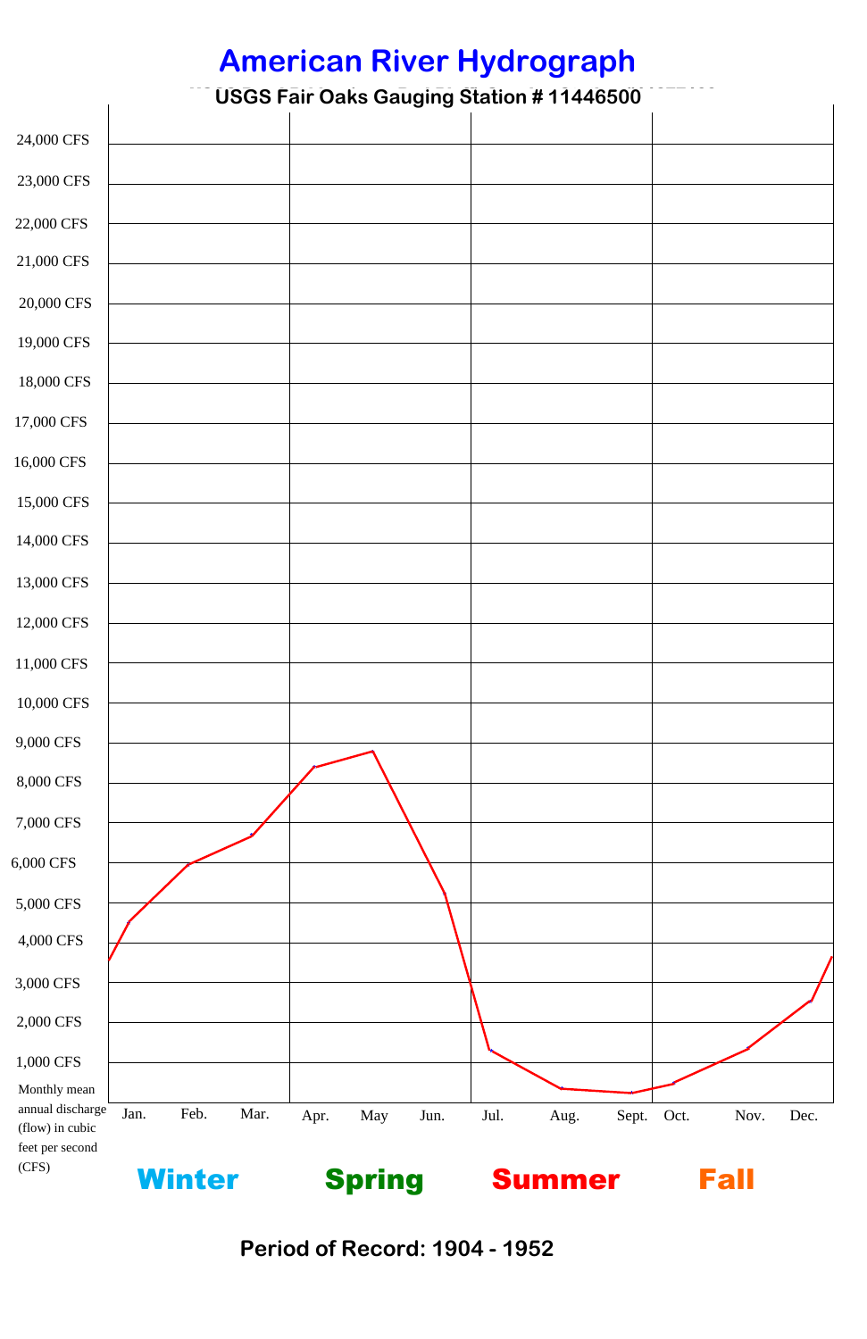# American River Hydrograph

**USGS Fair Oaks Gauging Station # 11446500**

24,000 CFS
23,000 CFS
22,000 CFS
21,000 CFS
20,000 CFS
19,000 CFS
18,000 CFS
17,000 CFS
16,000 CFS
15,000 CFS
14,000 CFS
13,000 CFS
12,000 CFS
11,000 CFS
10,000 CFS
9,000 CFS
8,000 CFS
7,000 CFS
6,000 CFS
5,000 CFS
4,000 CFS
3,000 CFS
2,000 CFS
1,000 CFS

Monthly mean annual discharge (flow) in cubic feet per second (CFS)

Jan. Feb. Mar. Apr. May Jun. Jul. Aug. Sept. Oct. Nov. Dec.

**Winter** **Spring** **Summer** **Fall**

**Period of Record: 1904 - 1952**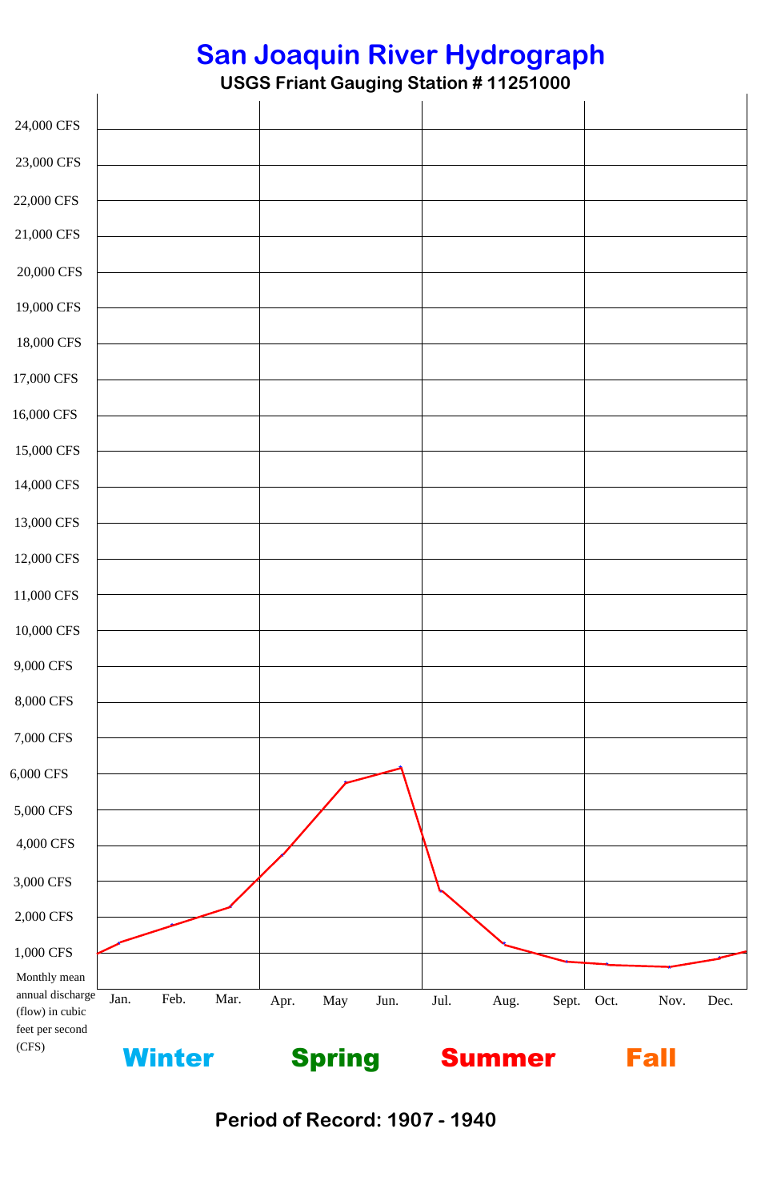# San Joaquin River Hydrograph

**USGS Friant Gauging Station # 11251000**

24,000 CFS
23,000 CFS
22,000 CFS
21,000 CFS
20,000 CFS
19,000 CFS
18,000 CFS
17,000 CFS
16,000 CFS
15,000 CFS
14,000 CFS
13,000 CFS
12,000 CFS
11,000 CFS
10,000 CFS
9,000 CFS
8,000 CFS
7,000 CFS
6,000 CFS
5,000 CFS
4,000 CFS
3,000 CFS
2,000 CFS
1,000 CFS

Monthly mean annual discharge (flow) in cubic feet per second (CFS)

Jan. Feb. Mar. Apr. May Jun. Jul. Aug. Sept. Oct. Nov. Dec.

Winter Spring Summer Fall

**Period of Record: 1907 - 1940**